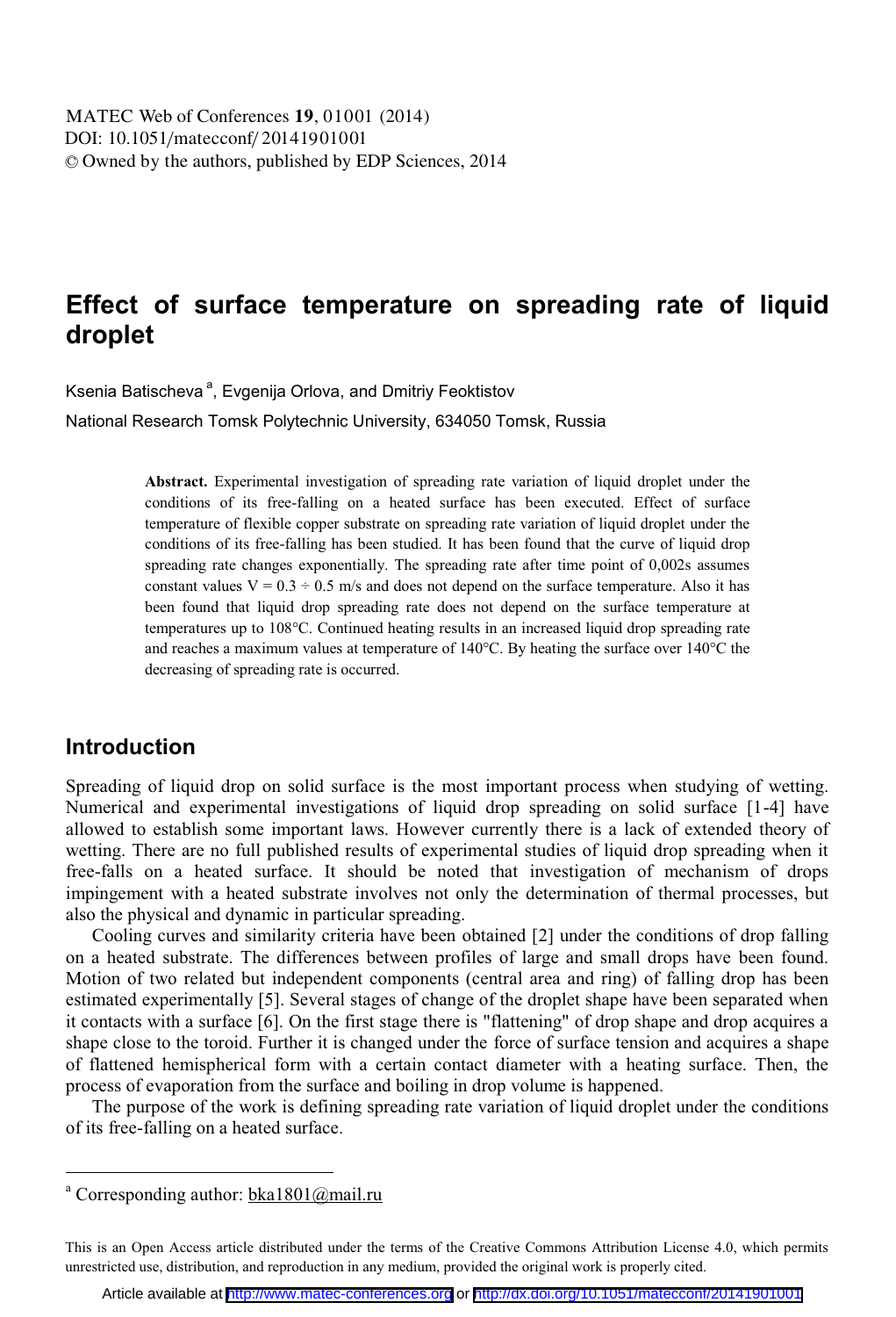# Effect of surface temperature on spreading rate of liquid droplet

Ksenia Batischeva [a], Evgenija Orlova, and Dmitriy Feoktistov

National Research Tomsk Polytechnic University, 634050 Tomsk, Russia

**Abstract.** Experimental investigation of spreading rate variation of liquid droplet under the conditions of its free-falling on a heated surface has been executed. Effect of surface temperature of flexible copper substrate on spreading rate variation of liquid droplet under the conditions of its free-falling has been studied. It has been found that the curve of liquid drop spreading rate changes exponentially. The spreading rate after time point of 0,002s assumes constant values V = 0.3 ÷ 0.5 m/s and does not depend on the surface temperature. Also it has been found that liquid drop spreading rate does not depend on the surface temperature at temperatures up to 108°C. Continued heating results in an increased liquid drop spreading rate and reaches a maximum values at temperature of 140°C. By heating the surface over 140°C the decreasing of spreading rate is occurred.

## Introduction

Spreading of liquid drop on solid surface is the most important process when studying of wetting. Numerical and experimental investigations of liquid drop spreading on solid surface [1-4] have allowed to establish some important laws. However currently there is a lack of extended theory of wetting. There are no full published results of experimental studies of liquid drop spreading when it free-falls on a heated surface. It should be noted that investigation of mechanism of drops impingement with a heated substrate involves not only the determination of thermal processes, but also the physical and dynamic in particular spreading.

Cooling curves and similarity criteria have been obtained [2] under the conditions of drop falling on a heated substrate. The differences between profiles of large and small drops have been found. Motion of two related but independent components (central area and ring) of falling drop has been estimated experimentally [5]. Several stages of change of the droplet shape have been separated when it contacts with a surface [6]. On the first stage there is "flattening" of drop shape and drop acquires a shape close to the toroid. Further it is changed under the force of surface tension and acquires a shape of flattened hemispherical form with a certain contact diameter with a heating surface. Then, the process of evaporation from the surface and boiling in drop volume is happened.

The purpose of the work is defining spreading rate variation of liquid droplet under the conditions of its free-falling on a heated surface.

[a] Corresponding author: bka1801@mail.ru

This is an Open Access article distributed under the terms of the Creative Commons Attribution License 4.0, which permits unrestricted use, distribution, and reproduction in any medium, provided the original work is properly cited.

Article available at http://www.matec-conferences.org or http://dx.doi.org/10.1051/matecconf/20141901001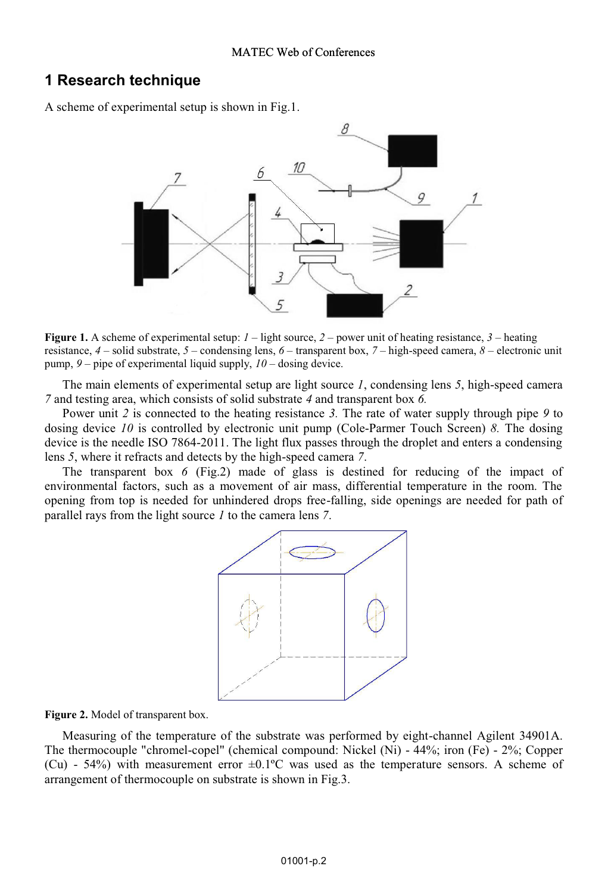## 1 Research technique

A scheme of experimental setup is shown in Fig.1.

**Figure 1.** A scheme of experimental setup: *1* – light source, *2* – power unit of heating resistance, *3* – heating resistance, *4* – solid substrate, *5* – condensing lens, *6* – transparent box, *7* – high-speed camera, *8* – electronic unit pump, *9* – pipe of experimental liquid supply, *10* – dosing device.

The main elements of experimental setup are light source *1*, condensing lens *5*, high-speed camera *7* and testing area, which consists of solid substrate *4* and transparent box *6.*

Power unit *2* is connected to the heating resistance *3.* The rate of water supply through pipe *9* to dosing device *10* is controlled by electronic unit pump (Cole-Parmer Touch Screen) *8.* The dosing device is the needle ISO 7864-2011. The light flux passes through the droplet and enters a condensing lens *5*, where it refracts and detects by the high-speed camera *7*.

The transparent box *6* (Fig.2) made of glass is destined for reducing of the impact of environmental factors, such as a movement of air mass, differential temperature in the room. The opening from top is needed for unhindered drops free-falling, side openings are needed for path of parallel rays from the light source *1* to the camera lens *7*.

**Figure 2.** Model of transparent box.

Measuring of the temperature of the substrate was performed by eight-channel Agilent 34901A. The thermocouple "chromel-copel" (chemical compound: Nickel (Ni) - 44%; iron (Fe) - 2%; Copper (Cu) - 54%) with measurement error ±0.1ºC was used as the temperature sensors. A scheme of arrangement of thermocouple on substrate is shown in Fig.3.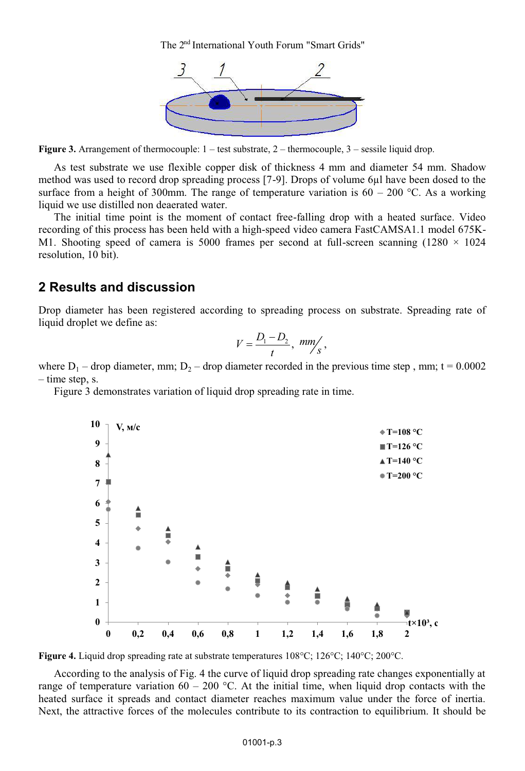Figure 3. Arrangement of thermocouple: 1 – test substrate, 2 – thermocouple, 3 – sessile liquid drop.

As test substrate we use flexible copper disk of thickness 4 mm and diameter 54 mm. Shadow method was used to record drop spreading process [7-9]. Drops of volume 6μl have been dosed to the surface from a height of 300mm. The range of temperature variation is 60 – 200 °C. As a working liquid we use distilled non deaerated water.

The initial time point is the moment of contact free-falling drop with a heated surface. Video recording of this process has been held with a high-speed video camera FastCAMSA1.1 model 675K-M1. Shooting speed of camera is 5000 frames per second at full-screen scanning (1280 × 1024 resolution, 10 bit).

## 2 Results and discussion

Drop diameter has been registered according to spreading process on substrate. Spreading rate of liquid droplet we define as:

$$V = \frac{D_1 - D_2}{t}, \; mm/s,$$

where $D_1$ – drop diameter, mm; $D_2$ – drop diameter recorded in the previous time step , mm; t = 0.0002 – time step, s.

Figure 3 demonstrates variation of liquid drop spreading rate in time.

Figure 4. Liquid drop spreading rate at substrate temperatures 108°C; 126°C; 140°C; 200°C.

According to the analysis of Fig. 4 the curve of liquid drop spreading rate changes exponentially at range of temperature variation 60 – 200 °C. At the initial time, when liquid drop contacts with the heated surface it spreads and contact diameter reaches maximum value under the force of inertia. Next, the attractive forces of the molecules contribute to its contraction to equilibrium. It should be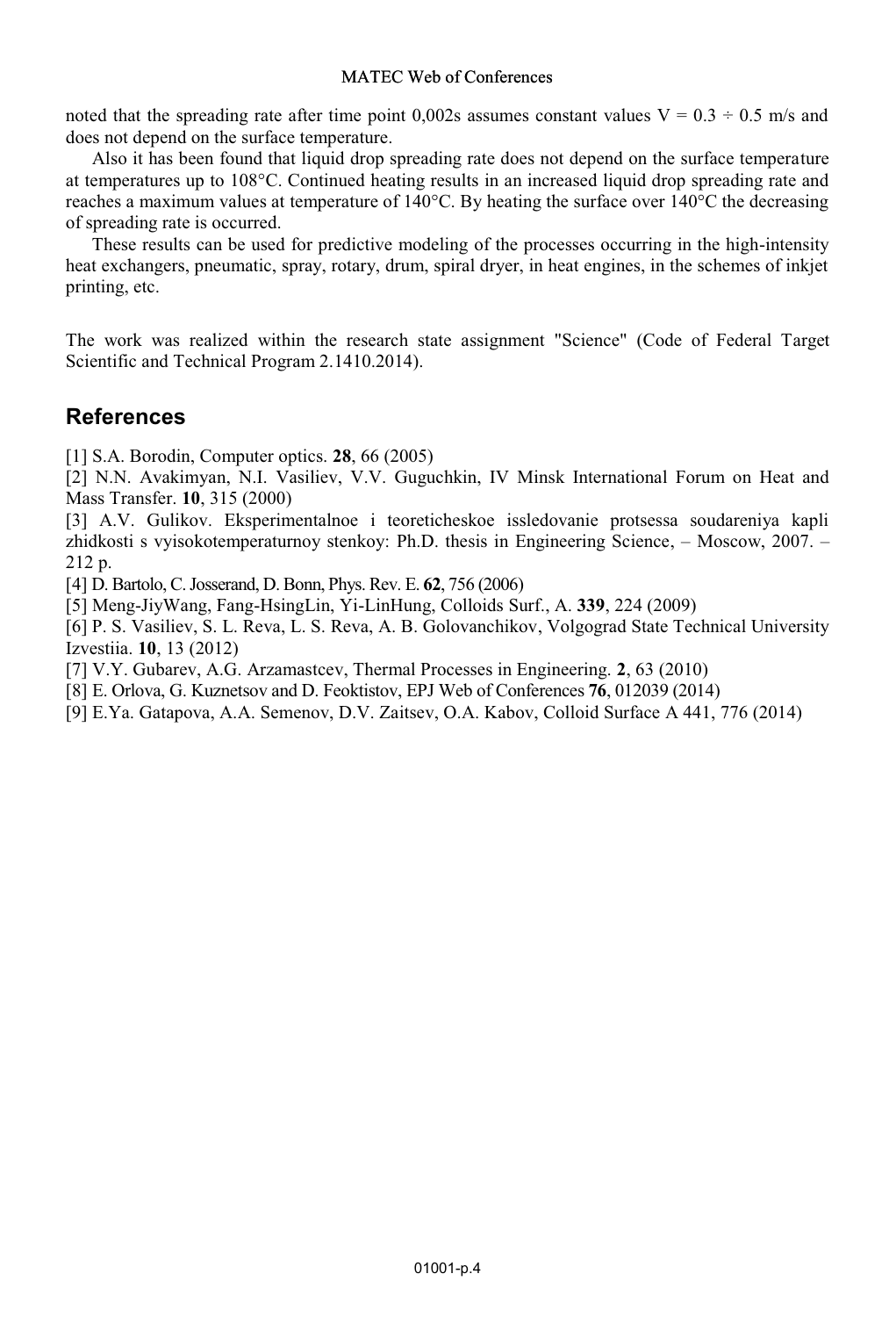noted that the spreading rate after time point 0,002s assumes constant values V = 0.3 ÷ 0.5 m/s and does not depend on the surface temperature.

Also it has been found that liquid drop spreading rate does not depend on the surface temperature at temperatures up to 108°C. Continued heating results in an increased liquid drop spreading rate and reaches a maximum values at temperature of 140°C. By heating the surface over 140°C the decreasing of spreading rate is occurred.

These results can be used for predictive modeling of the processes occurring in the high-intensity heat exchangers, pneumatic, spray, rotary, drum, spiral dryer, in heat engines, in the schemes of inkjet printing, etc.

The work was realized within the research state assignment "Science" (Code of Federal Target Scientific and Technical Program 2.1410.2014).

## References

[1] S.A. Borodin, Computer optics. **28**, 66 (2005)

[2] N.N. Avakimyan, N.I. Vasiliev, V.V. Guguchkin, IV Minsk International Forum on Heat and Mass Transfer. **10**, 315 (2000)

[3] A.V. Gulikov. Eksperimentalnoe i teoreticheskoe issledovanie protsessa soudareniya kapli zhidkosti s vyisokotemperaturnoy stenkoy: Ph.D. thesis in Engineering Science, – Moscow, 2007. – 212 p.

[4] D. Bartolo, C. Josserand, D. Bonn, Phys. Rev. E. **62**, 756 (2006)

[5] Meng-JiyWang, Fang-HsingLin, Yi-LinHung, Colloids Surf., A. **339**, 224 (2009)

[6] P. S. Vasiliev, S. L. Reva, L. S. Reva, A. B. Golovanchikov, Volgograd State Technical University Izvestiia. **10**, 13 (2012)

[7] V.Y. Gubarev, A.G. Arzamastcev, Thermal Processes in Engineering. **2**, 63 (2010)

[8] E. Orlova, G. Kuznetsov and D. Feoktistov, EPJ Web of Conferences **76**, 012039 (2014)

[9] E.Ya. Gatapova, A.A. Semenov, D.V. Zaitsev, O.A. Kabov, Colloid Surface A 441, 776 (2014)